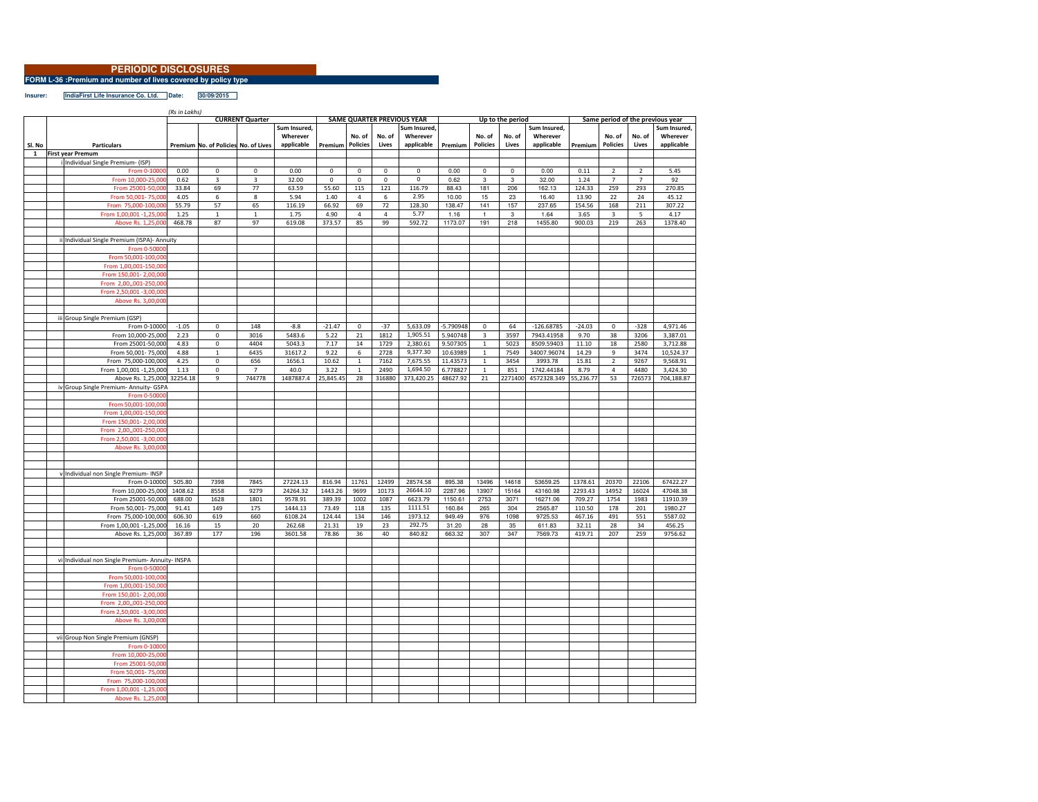# PERIODIC DISCLOSURES

**FORM L-36 :Premium and number of lives covered by policy type**

**Insurer:** IndiaFirst Life Insurance Co. Ltd. **Date:** 30/09/2015

*(Rs in Lakhs)*

| | | CURRENT Quarter | | | | SAME QUARTER PREVIOUS YEAR | | | | Up to the period | | | | Same period of the previous year | | | |
|---|---|---|---|---|---|---|---|---|---|---|---|---|---|---|---|---|---|
| Sl. No | Particulars | Premium | No. of Policies | No. of Lives | Sum Insured, Wherever applicable | Premium | No. of Policies | No. of Lives | Sum Insured, Wherever applicable | Premium | No. of Policies | No. of Lives | Sum Insured, Wherever applicable | Premium | No. of Policies | No. of Lives | Sum Insured, Wherever applicable |
| 1 | **First year Premum** | | | | | | | | | | | | | | | | |
| | i Individual Single Premium- (ISP) | | | | | | | | | | | | | | | | |
| | From 0-10000 | 0.00 | 0 | 0 | 0.00 | 0 | 0 | 0 | 0 | 0.00 | 0 | 0 | 0.00 | 0.11 | 2 | 2 | 5.45 |
| | From 10,000-25,000 | 0.62 | 3 | 3 | 32.00 | 0 | 0 | 0 | 0 | 0.62 | 3 | 3 | 32.00 | 1.24 | 7 | 7 | 92 |
| | From 25001-50,000 | 33.84 | 69 | 77 | 63.59 | 55.60 | 115 | 121 | 116.79 | 88.43 | 181 | 206 | 162.13 | 124.33 | 259 | 293 | 270.85 |
| | From 50,001- 75,000 | 4.05 | 6 | 8 | 5.94 | 1.40 | 4 | 6 | 2.95 | 10.00 | 15 | 23 | 16.40 | 13.90 | 22 | 24 | 45.12 |
| | From 75,000-100,000 | 55.79 | 57 | 65 | 116.19 | 66.92 | 69 | 72 | 128.30 | 138.47 | 141 | 157 | 237.65 | 154.56 | 168 | 211 | 307.22 |
| | From 1,00,001 -1,25,000 | 1.25 | 1 | 1 | 1.75 | 4.90 | 4 | 4 | 5.77 | 1.16 | 1 | 3 | 1.64 | 3.65 | 3 | 5 | 4.17 |
| | Above Rs. 1,25,000 | 468.78 | 87 | 97 | 619.08 | 373.57 | 85 | 99 | 592.72 | 1173.07 | 191 | 218 | 1455.80 | 900.03 | 219 | 263 | 1378.40 |
| | | | | | | | | | | | | | | | | | |
| | ii Individual Single Premium (ISPA)- Annuity | | | | | | | | | | | | | | | | |
| | From 0-50000 | | | | | | | | | | | | | | | | |
| | From 50,001-100,000 | | | | | | | | | | | | | | | | |
| | From 1,00,001-150,000 | | | | | | | | | | | | | | | | |
| | From 150,001- 2,00,000 | | | | | | | | | | | | | | | | |
| | From 2,00,,001-250,000 | | | | | | | | | | | | | | | | |
| | From 2,50,001 -3,00,000 | | | | | | | | | | | | | | | | |
| | Above Rs. 3,00,000 | | | | | | | | | | | | | | | | |
| | | | | | | | | | | | | | | | | | |
| | iii Group Single Premium (GSP) | | | | | | | | | | | | | | | | |
| | From 0-10000 | -1.05 | 0 | 148 | -8.8 | -21.47 | 0 | -37 | 5,633.09 | -5.790948 | 0 | 64 | -126.68785 | -24.03 | 0 | -328 | 4,971.46 |
| | From 10,000-25,000 | 2.23 | 0 | 3016 | 5483.6 | 5.22 | 21 | 1812 | 1,905.51 | 5.940748 | 3 | 3597 | 7943.41958 | 9.70 | 38 | 3206 | 3,387.01 |
| | From 25001-50,000 | 4.83 | 0 | 4404 | 5043.3 | 7.17 | 14 | 1729 | 2,380.61 | 9.507305 | 1 | 5023 | 8509.59403 | 11.10 | 18 | 2580 | 3,712.88 |
| | From 50,001- 75,000 | 4.88 | 1 | 6435 | 31617.2 | 9.22 | 6 | 2728 | 9,377.30 | 10.63989 | 1 | 7549 | 34007.96074 | 14.29 | 9 | 3474 | 10,524.37 |
| | From 75,000-100,000 | 4.25 | 0 | 656 | 1656.1 | 10.62 | 1 | 7162 | 7,675.55 | 11.43573 | 1 | 3454 | 3993.78 | 15.81 | 2 | 9267 | 9,568.91 |
| | From 1,00,001 -1,25,000 | 1.13 | 0 | 7 | 40.0 | 3.22 | 1 | 2490 | 1,694.50 | 6.778827 | 1 | 851 | 1742.44184 | 8.79 | 4 | 4480 | 3,424.30 |
| | Above Rs. 1,25,000 | 32254.18 | 9 | 744778 | 1487887.4 | 25,845.45 | 28 | 316880 | 373,420.25 | 48627.92 | 21 | 2271400 | 4572328.349 | 55,236.77 | 53 | 726573 | 704,188.87 |
| | iv Group Single Premium- Annuity- GSPA | | | | | | | | | | | | | | | | |
| | From 0-50000 | | | | | | | | | | | | | | | | |
| | From 50,001-100,000 | | | | | | | | | | | | | | | | |
| | From 1,00,001-150,000 | | | | | | | | | | | | | | | | |
| | From 150,001- 2,00,000 | | | | | | | | | | | | | | | | |
| | From 2,00,,001-250,000 | | | | | | | | | | | | | | | | |
| | From 2,50,001 -3,00,000 | | | | | | | | | | | | | | | | |
| | Above Rs. 3,00,000 | | | | | | | | | | | | | | | | |
| | | | | | | | | | | | | | | | | | |
| | | | | | | | | | | | | | | | | | |
| | v Individual non Single Premium- INSP | | | | | | | | | | | | | | | | |
| | From 0-10000 | 505.80 | 7398 | 7845 | 27224.13 | 816.94 | 11761 | 12499 | 28574.58 | 895.38 | 13496 | 14618 | 53659.25 | 1378.61 | 20370 | 22106 | 67422.27 |
| | From 10,000-25,000 | 1408.62 | 8558 | 9279 | 24264.32 | 1443.26 | 9699 | 10173 | 26644.10 | 2287.96 | 13907 | 15164 | 43160.98 | 2293.43 | 14952 | 16024 | 47048.38 |
| | From 25001-50,000 | 688.00 | 1628 | 1801 | 9578.91 | 389.39 | 1002 | 1087 | 6623.79 | 1150.61 | 2753 | 3071 | 16271.06 | 709.27 | 1754 | 1983 | 11910.39 |
| | From 50,001- 75,000 | 91.41 | 149 | 175 | 1444.13 | 73.49 | 118 | 135 | 1111.51 | 160.84 | 265 | 304 | 2565.87 | 110.50 | 178 | 201 | 1980.27 |
| | From 75,000-100,000 | 606.30 | 619 | 660 | 6108.24 | 124.44 | 134 | 146 | 1973.12 | 949.49 | 976 | 1098 | 9725.53 | 467.16 | 491 | 551 | 5587.02 |
| | From 1,00,001 -1,25,000 | 16.16 | 15 | 20 | 262.68 | 21.31 | 19 | 23 | 292.75 | 31.20 | 28 | 35 | 611.83 | 32.11 | 28 | 34 | 456.25 |
| | Above Rs. 1,25,000 | 367.89 | 177 | 196 | 3601.58 | 78.86 | 36 | 40 | 840.82 | 663.32 | 307 | 347 | 7569.73 | 419.71 | 207 | 259 | 9756.62 |
| | | | | | | | | | | | | | | | | | |
| | | | | | | | | | | | | | | | | | |
| | vi Individual non Single Premium- Annuity- INSPA | | | | | | | | | | | | | | | | |
| | From 0-50000 | | | | | | | | | | | | | | | | |
| | From 50,001-100,000 | | | | | | | | | | | | | | | | |
| | From 1,00,001-150,000 | | | | | | | | | | | | | | | | |
| | From 150,001- 2,00,000 | | | | | | | | | | | | | | | | |
| | From 2,00,,001-250,000 | | | | | | | | | | | | | | | | |
| | From 2,50,001 -3,00,000 | | | | | | | | | | | | | | | | |
| | Above Rs. 3,00,000 | | | | | | | | | | | | | | | | |
| | | | | | | | | | | | | | | | | | |
| | vii Group Non Single Premium (GNSP) | | | | | | | | | | | | | | | | |
| | From 0-10000 | | | | | | | | | | | | | | | | |
| | From 10,000-25,000 | | | | | | | | | | | | | | | | |
| | From 25001-50,000 | | | | | | | | | | | | | | | | |
| | From 50,001- 75,000 | | | | | | | | | | | | | | | | |
| | From 75,000-100,000 | | | | | | | | | | | | | | | | |
| | From 1,00,001 -1,25,000 | | | | | | | | | | | | | | | | |
| | Above Rs. 1,25,000 | | | | | | | | | | | | | | | | |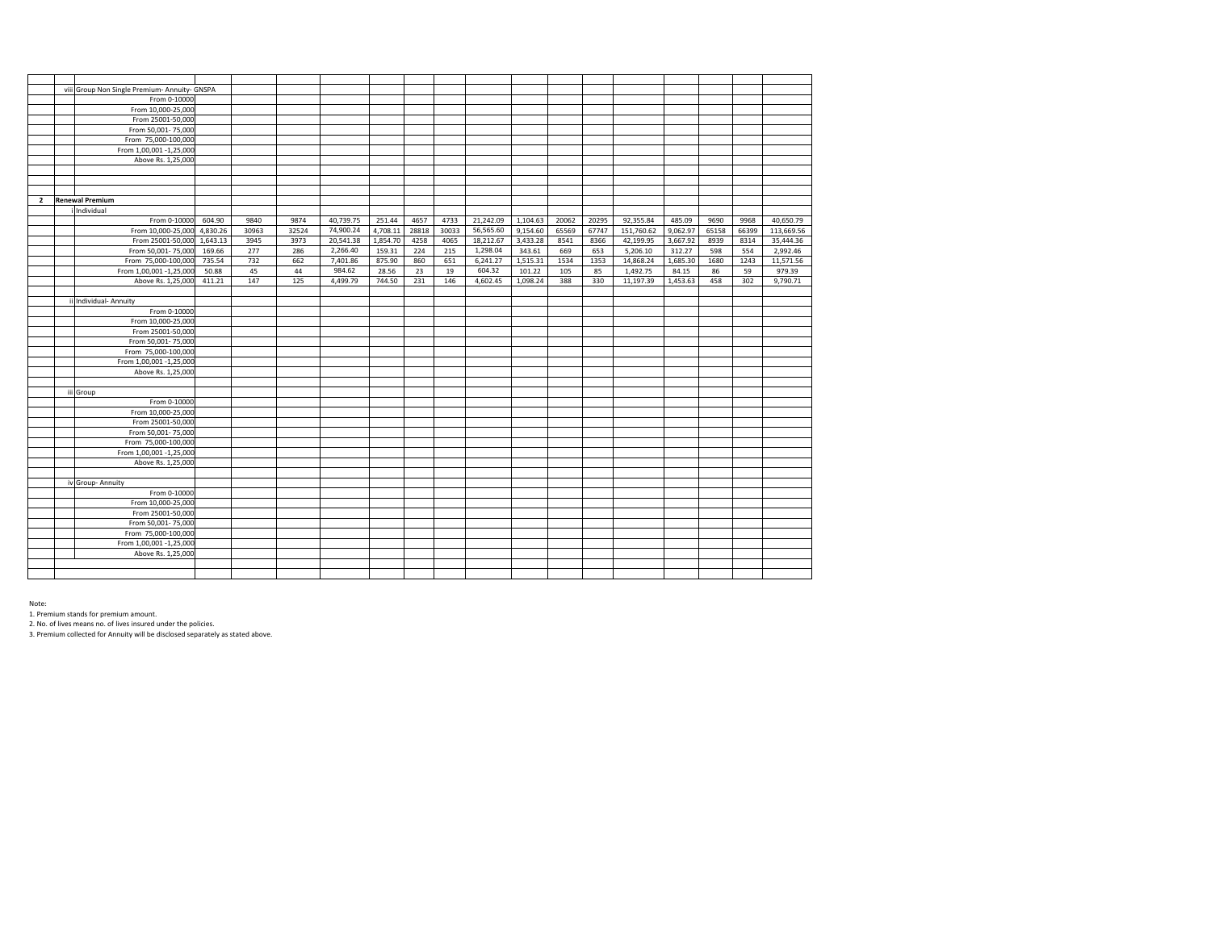| | | | | | | | | | | | | | | | | |
|---|---|---|---|---|---|---|---|---|---|---|---|---|---|---|---|---|
| | viii | Group Non Single Premium- Annuity- GNSPA | | | | | | | | | | | | | | |
| | | From 0-10000 | | | | | | | | | | | | | | |
| | | From 10,000-25,000 | | | | | | | | | | | | | | |
| | | From 25001-50,000 | | | | | | | | | | | | | | |
| | | From 50,001- 75,000 | | | | | | | | | | | | | | |
| | | From 75,000-100,000 | | | | | | | | | | | | | | |
| | | From 1,00,001 -1,25,000 | | | | | | | | | | | | | | |
| | | Above Rs. 1,25,000 | | | | | | | | | | | | | | |
| | | | | | | | | | | | | | | | | |
| | | | | | | | | | | | | | | | | |
| | | | | | | | | | | | | | | | | |
| **2** | **Renewal Premium** | | | | | | | | | | | | | | | |
| | i | Individual | | | | | | | | | | | | | | |
| | | From 0-10000 | 604.90 | 9840 | 9874 | 40,739.75 | 251.44 | 4657 | 4733 | 21,242.09 | 1,104.63 | 20062 | 20295 | 92,355.84 | 485.09 | 9690 | 9968 | 40,650.79 |
| | | From 10,000-25,000 | 4,830.26 | 30963 | 32524 | 74,900.24 | 4,708.11 | 28818 | 30033 | 56,565.60 | 9,154.60 | 65569 | 67747 | 151,760.62 | 9,062.97 | 65158 | 66399 | 113,669.56 |
| | | From 25001-50,000 | 1,643.13 | 3945 | 3973 | 20,541.38 | 1,854.70 | 4258 | 4065 | 18,212.67 | 3,433.28 | 8541 | 8366 | 42,199.95 | 3,667.92 | 8939 | 8314 | 35,444.36 |
| | | From 50,001- 75,000 | 169.66 | 277 | 286 | 2,266.40 | 159.31 | 224 | 215 | 1,298.04 | 343.61 | 669 | 653 | 5,206.10 | 312.27 | 598 | 554 | 2,992.46 |
| | | From 75,000-100,000 | 735.54 | 732 | 662 | 7,401.86 | 875.90 | 860 | 651 | 6,241.27 | 1,515.31 | 1534 | 1353 | 14,868.24 | 1,685.30 | 1680 | 1243 | 11,571.56 |
| | | From 1,00,001 -1,25,000 | 50.88 | 45 | 44 | 984.62 | 28.56 | 23 | 19 | 604.32 | 101.22 | 105 | 85 | 1,492.75 | 84.15 | 86 | 59 | 979.39 |
| | | Above Rs. 1,25,000 | 411.21 | 147 | 125 | 4,499.79 | 744.50 | 231 | 146 | 4,602.45 | 1,098.24 | 388 | 330 | 11,197.39 | 1,453.63 | 458 | 302 | 9,790.71 |
| | | | | | | | | | | | | | | | | |
| | ii | Individual- Annuity | | | | | | | | | | | | | | |
| | | From 0-10000 | | | | | | | | | | | | | | |
| | | From 10,000-25,000 | | | | | | | | | | | | | | |
| | | From 25001-50,000 | | | | | | | | | | | | | | |
| | | From 50,001- 75,000 | | | | | | | | | | | | | | |
| | | From 75,000-100,000 | | | | | | | | | | | | | | |
| | | From 1,00,001 -1,25,000 | | | | | | | | | | | | | | |
| | | Above Rs. 1,25,000 | | | | | | | | | | | | | | |
| | | | | | | | | | | | | | | | | |
| | iii | Group | | | | | | | | | | | | | | |
| | | From 0-10000 | | | | | | | | | | | | | | |
| | | From 10,000-25,000 | | | | | | | | | | | | | | |
| | | From 25001-50,000 | | | | | | | | | | | | | | |
| | | From 50,001- 75,000 | | | | | | | | | | | | | | |
| | | From 75,000-100,000 | | | | | | | | | | | | | | |
| | | From 1,00,001 -1,25,000 | | | | | | | | | | | | | | |
| | | Above Rs. 1,25,000 | | | | | | | | | | | | | | |
| | | | | | | | | | | | | | | | | |
| | iv | Group- Annuity | | | | | | | | | | | | | | |
| | | From 0-10000 | | | | | | | | | | | | | | |
| | | From 10,000-25,000 | | | | | | | | | | | | | | |
| | | From 25001-50,000 | | | | | | | | | | | | | | |
| | | From 50,001- 75,000 | | | | | | | | | | | | | | |
| | | From 75,000-100,000 | | | | | | | | | | | | | | |
| | | From 1,00,001 -1,25,000 | | | | | | | | | | | | | | |
| | | Above Rs. 1,25,000 | | | | | | | | | | | | | | |
| | | | | | | | | | | | | | | | | |
| | | | | | | | | | | | | | | | | |

Note:

1. Premium stands for premium amount.

2. No. of lives means no. of lives insured under the policies.

3. Premium collected for Annuity will be disclosed separately as stated above.